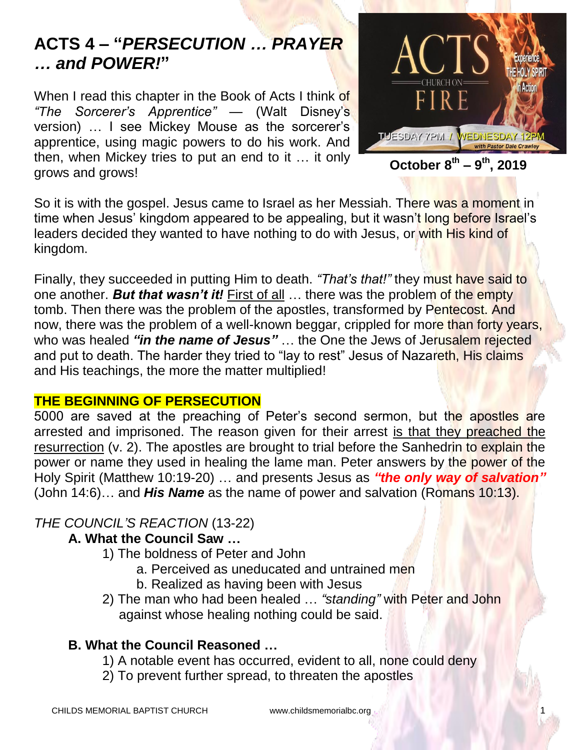# ACTS 4 – "*PERSECUTION … PRAYER … and POWER!*"

When I read this chapter in the Book of Acts I think of *"The Sorcerer's Apprentice"* — (Walt Disney's version) … I see Mickey Mouse as the sorcerer's apprentice, using magic powers to do his work. And then, when Mickey tries to put an end to it … it only grows and grows!

ACTS
CHURCH ON FIRE
Experience THE HOLY SPIRIT in Action
TUESDAY 7PM / WEDNESDAY 12PM
with Pastor Dale Crawley

**October 8th – 9th, 2019**

So it is with the gospel. Jesus came to Israel as her Messiah. There was a moment in time when Jesus' kingdom appeared to be appealing, but it wasn't long before Israel's leaders decided they wanted to have nothing to do with Jesus, or with His kind of kingdom.

Finally, they succeeded in putting Him to death. *"That's that!"* they must have said to one another. ***But that wasn't it!*** First of all … there was the problem of the empty tomb. Then there was the problem of the apostles, transformed by Pentecost. And now, there was the problem of a well-known beggar, crippled for more than forty years, who was healed ***"in the name of Jesus"*** … the One the Jews of Jerusalem rejected and put to death. The harder they tried to "lay to rest" Jesus of Nazareth, His claims and His teachings, the more the matter multiplied!

## THE BEGINNING OF PERSECUTION

5000 are saved at the preaching of Peter's second sermon, but the apostles are arrested and imprisoned. The reason given for their arrest is that they preached the resurrection (v. 2). The apostles are brought to trial before the Sanhedrin to explain the power or name they used in healing the lame man. Peter answers by the power of the Holy Spirit (Matthew 10:19-20) … and presents Jesus as ***"the only way of salvation"*** (John 14:6)… and ***His Name*** as the name of power and salvation (Romans 10:13).

*THE COUNCIL'S REACTION* (13-22)

**A. What the Council Saw …**

1) The boldness of Peter and John
   a. Perceived as uneducated and untrained men
   b. Realized as having been with Jesus
2) The man who had been healed … *"standing"* with Peter and John against whose healing nothing could be said.

**B. What the Council Reasoned …**

1) A notable event has occurred, evident to all, none could deny
2) To prevent further spread, to threaten the apostles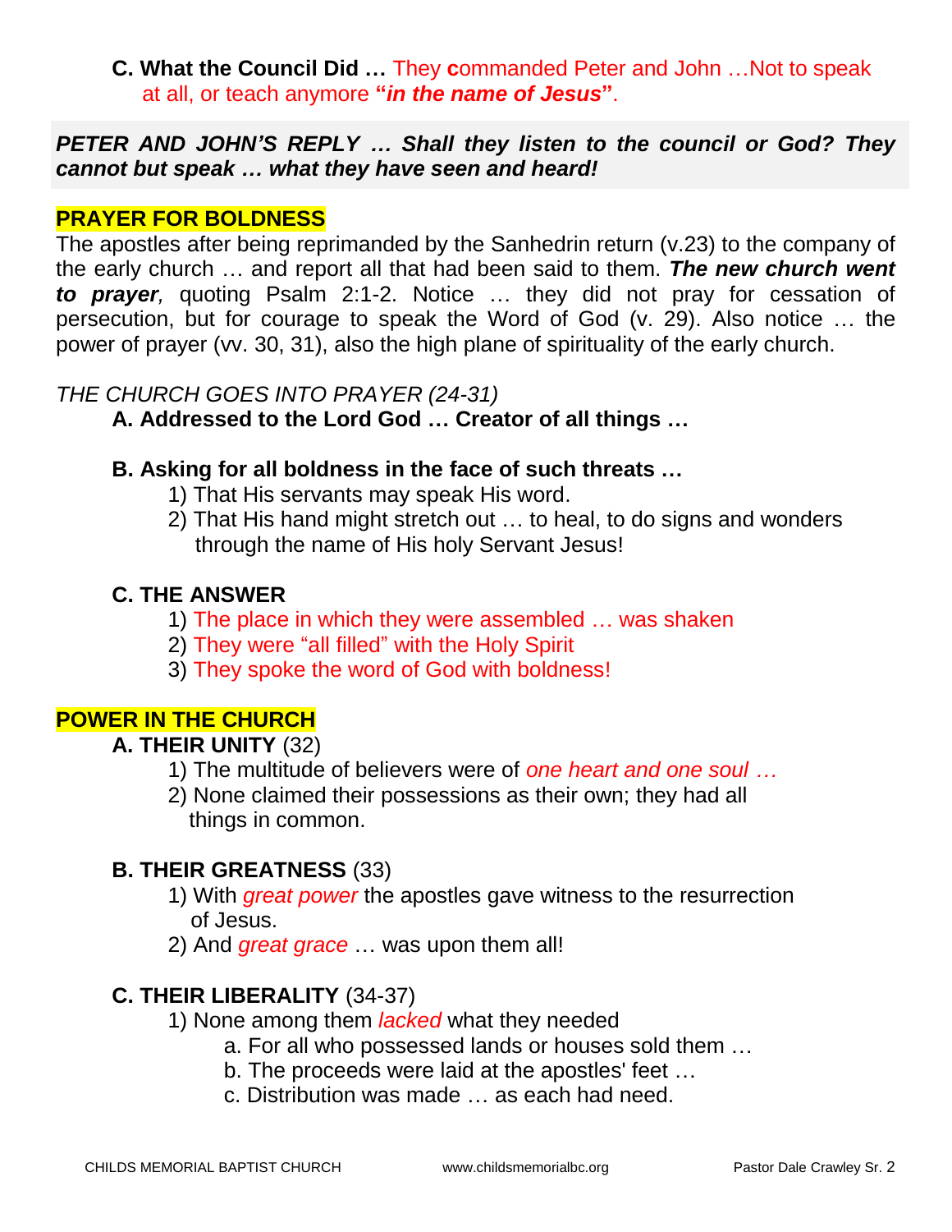**C. What the Council Did …** They **c**ommanded Peter and John …Not to speak at all, or teach anymore **"*in the name of Jesus*"**.

***PETER AND JOHN'S REPLY … Shall they listen to the council or God? They cannot but speak … what they have seen and heard!***

## PRAYER FOR BOLDNESS

The apostles after being reprimanded by the Sanhedrin return (v.23) to the company of the early church … and report all that had been said to them. ***The new church went to prayer,*** quoting Psalm 2:1-2. Notice … they did not pray for cessation of persecution, but for courage to speak the Word of God (v. 29). Also notice … the power of prayer (vv. 30, 31), also the high plane of spirituality of the early church.

*THE CHURCH GOES INTO PRAYER (24-31)*

**A. Addressed to the Lord God … Creator of all things …**

**B. Asking for all boldness in the face of such threats …**

1) That His servants may speak His word.
2) That His hand might stretch out … to heal, to do signs and wonders through the name of His holy Servant Jesus!

**C. THE ANSWER**

1) The place in which they were assembled … was shaken
2) They were "all filled" with the Holy Spirit
3) They spoke the word of God with boldness!

## POWER IN THE CHURCH

**A. THEIR UNITY** (32)

1) The multitude of believers were of *one heart and one soul …*
2) None claimed their possessions as their own; they had all things in common.

**B. THEIR GREATNESS** (33)

1) With *great power* the apostles gave witness to the resurrection of Jesus.
2) And *great grace* … was upon them all!

**C. THEIR LIBERALITY** (34-37)

1) None among them *lacked* what they needed
   a. For all who possessed lands or houses sold them …
   b. The proceeds were laid at the apostles' feet …
   c. Distribution was made … as each had need.